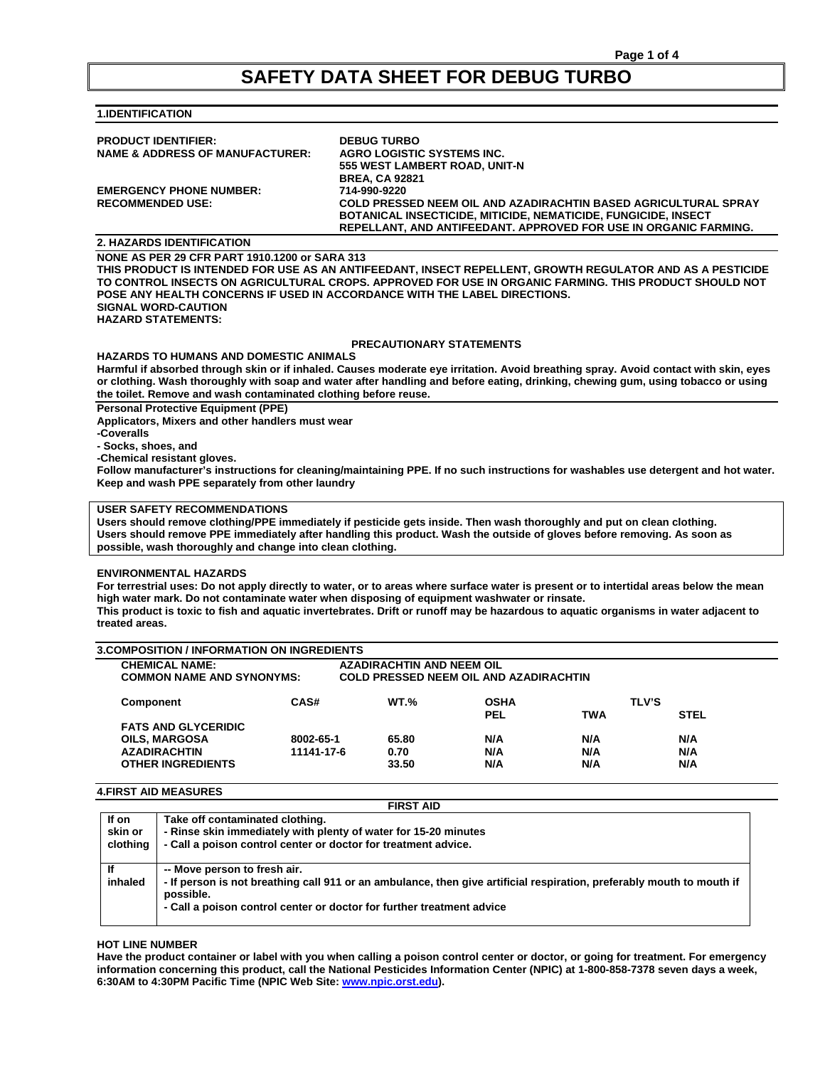# SAFETY DATA SHEET FOR DEBUG TURBO

## 1.IDENTIFICATION

| | |
|---|---|
| **PRODUCT IDENTIFIER:** | **DEBUG TURBO** |
| **NAME & ADDRESS OF MANUFACTURER:** | **AGRO LOGISTIC SYSTEMS INC.**<br>**555 WEST LAMBERT ROAD, UNIT-N**<br>**BREA, CA 92821** |
| **EMERGENCY PHONE NUMBER:** | **714-990-9220** |
| **RECOMMENDED USE:** | **COLD PRESSED NEEM OIL AND AZADIRACHTIN BASED AGRICULTURAL SPRAY BOTANICAL INSECTICIDE, MITICIDE, NEMATICIDE, FUNGICIDE, INSECT REPELLANT, AND ANTIFEEDANT. APPROVED FOR USE IN ORGANIC FARMING.** |

## 2. HAZARDS IDENTIFICATION

**NONE AS PER 29 CFR PART 1910.1200 or SARA 313**

**THIS PRODUCT IS INTENDED FOR USE AS AN ANTIFEEDANT, INSECT REPELLENT, GROWTH REGULATOR AND AS A PESTICIDE TO CONTROL INSECTS ON AGRICULTURAL CROPS. APPROVED FOR USE IN ORGANIC FARMING. THIS PRODUCT SHOULD NOT POSE ANY HEALTH CONCERNS IF USED IN ACCORDANCE WITH THE LABEL DIRECTIONS.**

**SIGNAL WORD-CAUTION**

**HAZARD STATEMENTS:**

### PRECAUTIONARY STATEMENTS

**HAZARDS TO HUMANS AND DOMESTIC ANIMALS**

**Harmful if absorbed through skin or if inhaled. Causes moderate eye irritation. Avoid breathing spray. Avoid contact with skin, eyes or clothing. Wash thoroughly with soap and water after handling and before eating, drinking, chewing gum, using tobacco or using the toilet. Remove and wash contaminated clothing before reuse.**

**Personal Protective Equipment (PPE)**

**Applicators, Mixers and other handlers must wear**

**-Coveralls**

**- Socks, shoes, and**

**-Chemical resistant gloves.**

**Follow manufacturer's instructions for cleaning/maintaining PPE. If no such instructions for washables use detergent and hot water. Keep and wash PPE separately from other laundry**

**USER SAFETY RECOMMENDATIONS**

**Users should remove clothing/PPE immediately if pesticide gets inside. Then wash thoroughly and put on clean clothing. Users should remove PPE immediately after handling this product. Wash the outside of gloves before removing. As soon as possible, wash thoroughly and change into clean clothing.**

**ENVIRONMENTAL HAZARDS**

**For terrestrial uses: Do not apply directly to water, or to areas where surface water is present or to intertidal areas below the mean high water mark. Do not contaminate water when disposing of equipment washwater or rinsate.**

**This product is toxic to fish and aquatic invertebrates. Drift or runoff may be hazardous to aquatic organisms in water adjacent to treated areas.**

## 3.COMPOSITION / INFORMATION ON INGREDIENTS

**CHEMICAL NAME:** **AZADIRACHTIN AND NEEM OIL**

**COMMON NAME AND SYNONYMS:** **COLD PRESSED NEEM OIL AND AZADIRACHTIN**

| Component | CAS# | WT.% | OSHA PEL | TLV'S TWA | TLV'S STEL |
|---|---|---|---|---|---|
| FATS AND GLYCERIDIC OILS, MARGOSA | 8002-65-1 | 65.80 | N/A | N/A | N/A |
| AZADIRACHTIN | 11141-17-6 | 0.70 | N/A | N/A | N/A |
| OTHER INGREDIENTS | | 33.50 | N/A | N/A | N/A |

## 4.FIRST AID MEASURES

| FIRST AID | |
|---|---|
| If on skin or clothing | Take off contaminated clothing.<br>- Rinse skin immediately with plenty of water for 15-20 minutes<br>- Call a poison control center or doctor for treatment advice. |
| If inhaled | -- Move person to fresh air.<br>- If person is not breathing call 911 or an ambulance, then give artificial respiration, preferably mouth to mouth if possible.<br>- Call a poison control center or doctor for further treatment advice |

**HOT LINE NUMBER**

**Have the product container or label with you when calling a poison control center or doctor, or going for treatment. For emergency information concerning this product, call the National Pesticides Information Center (NPIC) at 1-800-858-7378 seven days a week, 6:30AM to 4:30PM Pacific Time (NPIC Web Site: www.npic.orst.edu).**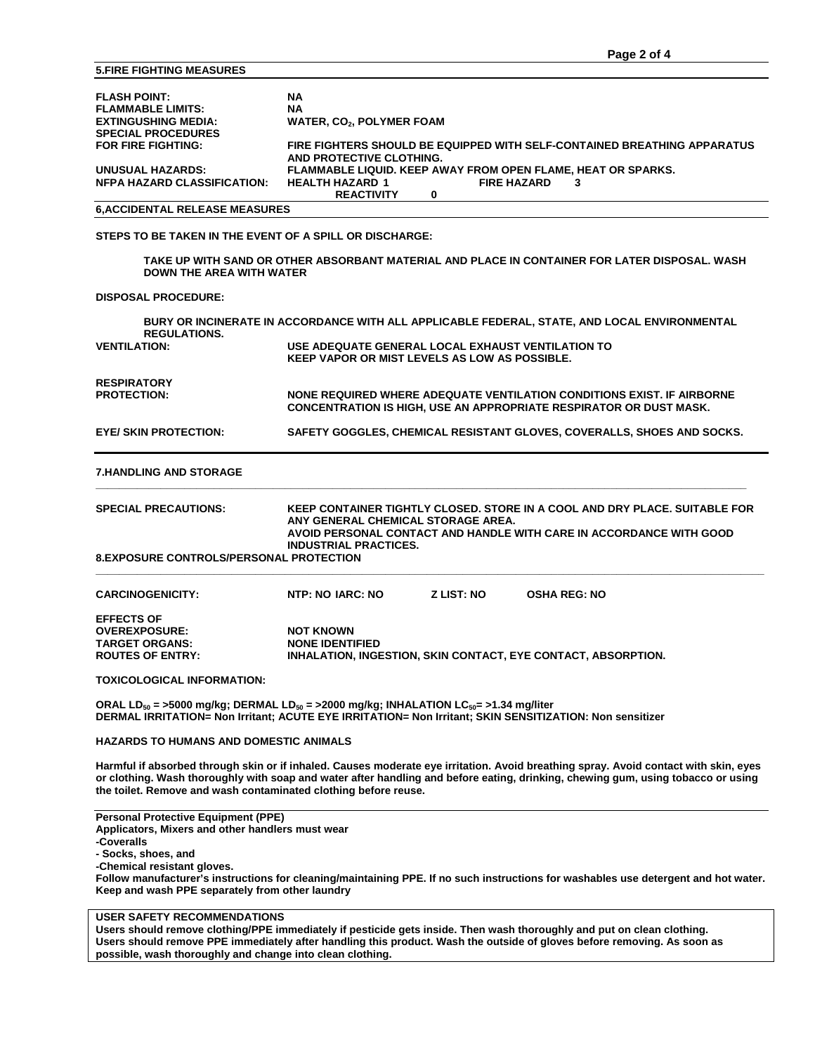## 5.FIRE FIGHTING MEASURES

| | |
|---|---|
| **FLASH POINT:** | **NA** |
| **FLAMMABLE LIMITS:** | **NA** |
| **EXTINGUSHING MEDIA:** | **WATER, $CO_2$, POLYMER FOAM** |
| **SPECIAL PROCEDURES FOR FIRE FIGHTING:** | **FIRE FIGHTERS SHOULD BE EQUIPPED WITH SELF-CONTAINED BREATHING APPARATUS AND PROTECTIVE CLOTHING.** |
| **UNUSUAL HAZARDS:** | **FLAMMABLE LIQUID. KEEP AWAY FROM OPEN FLAME, HEAT OR SPARKS.** |
| **NFPA HAZARD CLASSIFICATION:** | **HEALTH HAZARD 1 FIRE HAZARD 3 REACTIVITY 0** |

## 6,ACCIDENTAL RELEASE MEASURES

**STEPS TO BE TAKEN IN THE EVENT OF A SPILL OR DISCHARGE:**

**TAKE UP WITH SAND OR OTHER ABSORBANT MATERIAL AND PLACE IN CONTAINER FOR LATER DISPOSAL. WASH DOWN THE AREA WITH WATER**

**DISPOSAL PROCEDURE:**

**BURY OR INCINERATE IN ACCORDANCE WITH ALL APPLICABLE FEDERAL, STATE, AND LOCAL ENVIRONMENTAL REGULATIONS.**

| | |
|---|---|
| **VENTILATION:** | **USE ADEQUATE GENERAL LOCAL EXHAUST VENTILATION TO KEEP VAPOR OR MIST LEVELS AS LOW AS POSSIBLE.** |
| **RESPIRATORY PROTECTION:** | **NONE REQUIRED WHERE ADEQUATE VENTILATION CONDITIONS EXIST. IF AIRBORNE CONCENTRATION IS HIGH, USE AN APPROPRIATE RESPIRATOR OR DUST MASK.** |
| **EYE/ SKIN PROTECTION:** | **SAFETY GOGGLES, CHEMICAL RESISTANT GLOVES, COVERALLS, SHOES AND SOCKS.** |

## 7.HANDLING AND STORAGE

| | |
|---|---|
| **SPECIAL PRECAUTIONS:** | **KEEP CONTAINER TIGHTLY CLOSED. STORE IN A COOL AND DRY PLACE. SUITABLE FOR ANY GENERAL CHEMICAL STORAGE AREA. AVOID PERSONAL CONTACT AND HANDLE WITH CARE IN ACCORDANCE WITH GOOD INDUSTRIAL PRACTICES.** |

## 8.EXPOSURE CONTROLS/PERSONAL PROTECTION

| | | | | |
|---|---|---|---|---|
| **CARCINOGENICITY:** | **NTP: NO** | **IARC: NO** | **Z LIST: NO** | **OSHA REG: NO** |

| | |
|---|---|
| **EFFECTS OF OVEREXPOSURE:** | **NOT KNOWN** |
| **TARGET ORGANS:** | **NONE IDENTIFIED** |
| **ROUTES OF ENTRY:** | **INHALATION, INGESTION, SKIN CONTACT, EYE CONTACT, ABSORPTION.** |

**TOXICOLOGICAL INFORMATION:**

**ORAL $LD_{50}$ = >5000 mg/kg; DERMAL $LD_{50}$ = >2000 mg/kg; INHALATION $LC_{50}$= >1.34 mg/liter**
**DERMAL IRRITATION= Non Irritant; ACUTE EYE IRRITATION= Non Irritant; SKIN SENSITIZATION: Non sensitizer**

**HAZARDS TO HUMANS AND DOMESTIC ANIMALS**

**Harmful if absorbed through skin or if inhaled. Causes moderate eye irritation. Avoid breathing spray. Avoid contact with skin, eyes or clothing. Wash thoroughly with soap and water after handling and before eating, drinking, chewing gum, using tobacco or using the toilet. Remove and wash contaminated clothing before reuse.**

**Personal Protective Equipment (PPE)**
**Applicators, Mixers and other handlers must wear**
**-Coveralls**
**- Socks, shoes, and**
**-Chemical resistant gloves.**
**Follow manufacturer's instructions for cleaning/maintaining PPE. If no such instructions for washables use detergent and hot water. Keep and wash PPE separately from other laundry**

**USER SAFETY RECOMMENDATIONS**
**Users should remove clothing/PPE immediately if pesticide gets inside. Then wash thoroughly and put on clean clothing. Users should remove PPE immediately after handling this product. Wash the outside of gloves before removing. As soon as possible, wash thoroughly and change into clean clothing.**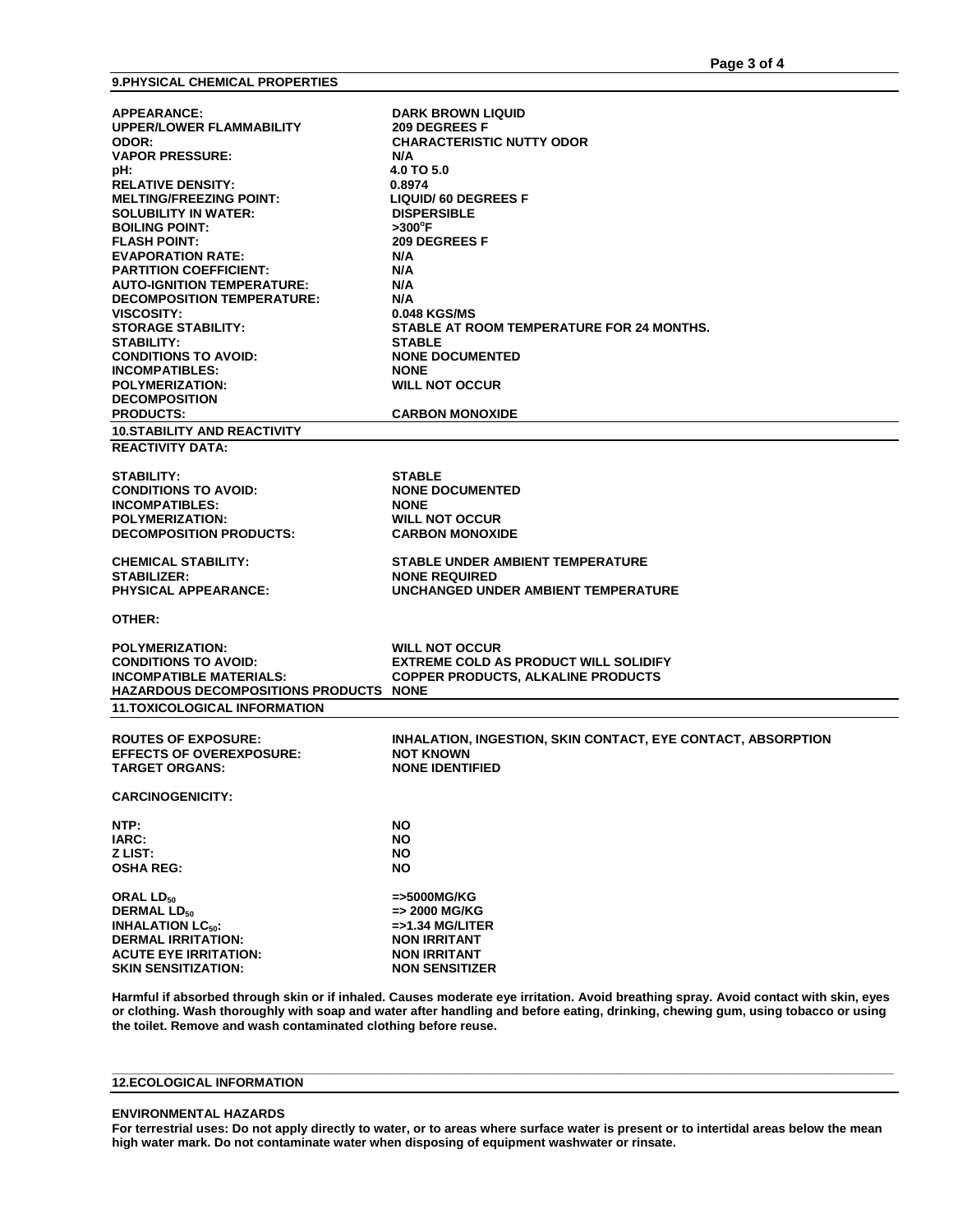## 9.PHYSICAL CHEMICAL PROPERTIES

| | |
|---|---|
| **APPEARANCE:** | **DARK BROWN LIQUID** |
| **UPPER/LOWER FLAMMABILITY** | **209 DEGREES F** |
| **ODOR:** | **CHARACTERISTIC NUTTY ODOR** |
| **VAPOR PRESSURE:** | **N/A** |
| **pH:** | **4.0 TO 5.0** |
| **RELATIVE DENSITY:** | **0.8974** |
| **MELTING/FREEZING POINT:** | **LIQUID/ 60 DEGREES F** |
| **SOLUBILITY IN WATER:** | **DISPERSIBLE** |
| **BOILING POINT:** | **>300°F** |
| **FLASH POINT:** | **209 DEGREES F** |
| **EVAPORATION RATE:** | **N/A** |
| **PARTITION COEFFICIENT:** | **N/A** |
| **AUTO-IGNITION TEMPERATURE:** | **N/A** |
| **DECOMPOSITION TEMPERATURE:** | **N/A** |
| **VISCOSITY:** | **0.048 KGS/MS** |
| **STORAGE STABILITY:** | **STABLE AT ROOM TEMPERATURE FOR 24 MONTHS.** |
| **STABILITY:** | **STABLE** |
| **CONDITIONS TO AVOID:** | **NONE DOCUMENTED** |
| **INCOMPATIBLES:** | **NONE** |
| **POLYMERIZATION:** | **WILL NOT OCCUR** |
| **DECOMPOSITION PRODUCTS:** | **CARBON MONOXIDE** |

## 10.STABILITY AND REACTIVITY

**REACTIVITY DATA:**

| | |
|---|---|
| **STABILITY:** | **STABLE** |
| **CONDITIONS TO AVOID:** | **NONE DOCUMENTED** |
| **INCOMPATIBLES:** | **NONE** |
| **POLYMERIZATION:** | **WILL NOT OCCUR** |
| **DECOMPOSITION PRODUCTS:** | **CARBON MONOXIDE** |
| **CHEMICAL STABILITY:** | **STABLE UNDER AMBIENT TEMPERATURE** |
| **STABILIZER:** | **NONE REQUIRED** |
| **PHYSICAL APPEARANCE:** | **UNCHANGED UNDER AMBIENT TEMPERATURE** |

**OTHER:**

| | |
|---|---|
| **POLYMERIZATION:** | **WILL NOT OCCUR** |
| **CONDITIONS TO AVOID:** | **EXTREME COLD AS PRODUCT WILL SOLIDIFY** |
| **INCOMPATIBLE MATERIALS:** | **COPPER PRODUCTS, ALKALINE PRODUCTS** |
| **HAZARDOUS DECOMPOSITIONS PRODUCTS** | **NONE** |

## 11.TOXICOLOGICAL INFORMATION

| | |
|---|---|
| **ROUTES OF EXPOSURE:** | **INHALATION, INGESTION, SKIN CONTACT, EYE CONTACT, ABSORPTION** |
| **EFFECTS OF OVEREXPOSURE:** | **NOT KNOWN** |
| **TARGET ORGANS:** | **NONE IDENTIFIED** |

**CARCINOGENICITY:**

| | |
|---|---|
| **NTP:** | **NO** |
| **IARC:** | **NO** |
| **Z LIST:** | **NO** |
| **OSHA REG:** | **NO** |

| | |
|---|---|
| **ORAL $LD_{50}$** | **=>5000MG/KG** |
| **DERMAL $LD_{50}$** | **=> 2000 MG/KG** |
| **INHALATION $LC_{50}$:** | **=>1.34 MG/LITER** |
| **DERMAL IRRITATION:** | **NON IRRITANT** |
| **ACUTE EYE IRRITATION:** | **NON IRRITANT** |
| **SKIN SENSITIZATION:** | **NON SENSITIZER** |

**Harmful if absorbed through skin or if inhaled. Causes moderate eye irritation. Avoid breathing spray. Avoid contact with skin, eyes or clothing. Wash thoroughly with soap and water after handling and before eating, drinking, chewing gum, using tobacco or using the toilet. Remove and wash contaminated clothing before reuse.**

## 12.ECOLOGICAL INFORMATION

**ENVIRONMENTAL HAZARDS**

**For terrestrial uses: Do not apply directly to water, or to areas where surface water is present or to intertidal areas below the mean high water mark. Do not contaminate water when disposing of equipment washwater or rinsate.**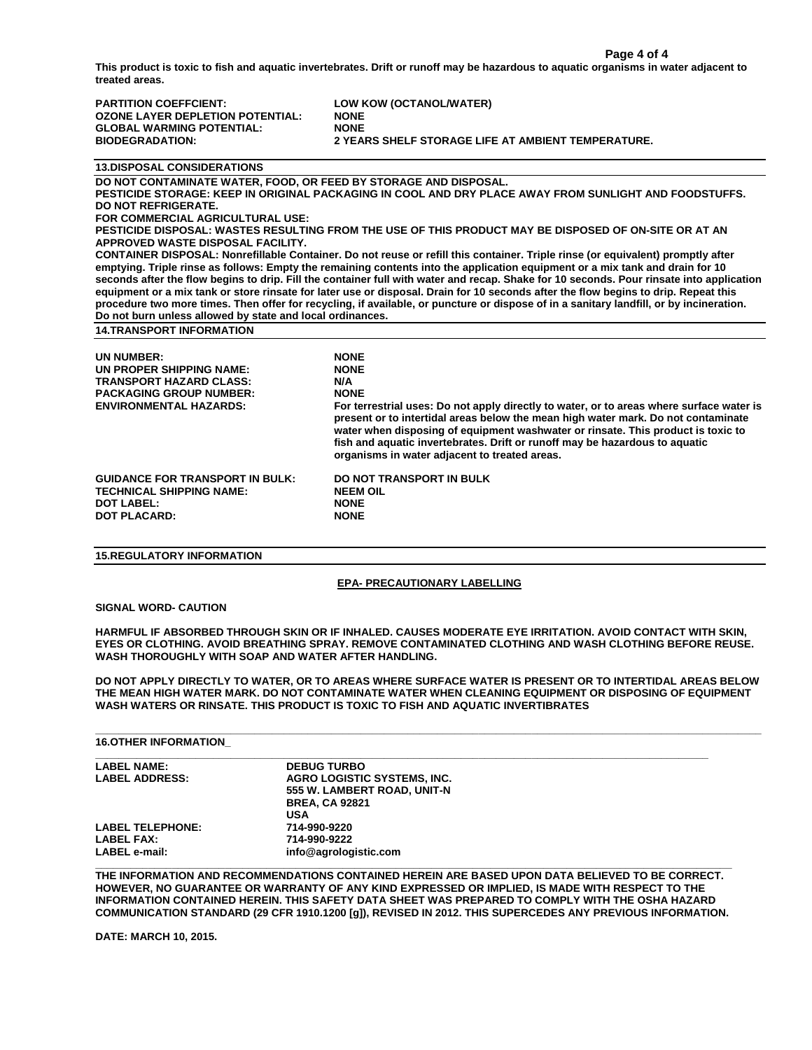**This product is toxic to fish and aquatic invertebrates. Drift or runoff may be hazardous to aquatic organisms in water adjacent to treated areas.**

| | |
|---|---|
| **PARTITION COEFFCIENT:** | **LOW KOW (OCTANOL/WATER)** |
| **OZONE LAYER DEPLETION POTENTIAL:** | **NONE** |
| **GLOBAL WARMING POTENTIAL:** | **NONE** |
| **BIODEGRADATION:** | **2 YEARS SHELF STORAGE LIFE AT AMBIENT TEMPERATURE.** |

## 13.DISPOSAL CONSIDERATIONS

**DO NOT CONTAMINATE WATER, FOOD, OR FEED BY STORAGE AND DISPOSAL.**
**PESTICIDE STORAGE: KEEP IN ORIGINAL PACKAGING IN COOL AND DRY PLACE AWAY FROM SUNLIGHT AND FOODSTUFFS. DO NOT REFRIGERATE.**
**FOR COMMERCIAL AGRICULTURAL USE:**
**PESTICIDE DISPOSAL: WASTES RESULTING FROM THE USE OF THIS PRODUCT MAY BE DISPOSED OF ON-SITE OR AT AN APPROVED WASTE DISPOSAL FACILITY.**
**CONTAINER DISPOSAL: Nonrefillable Container. Do not reuse or refill this container. Triple rinse (or equivalent) promptly after emptying. Triple rinse as follows: Empty the remaining contents into the application equipment or a mix tank and drain for 10 seconds after the flow begins to drip. Fill the container full with water and recap. Shake for 10 seconds. Pour rinsate into application equipment or a mix tank or store rinsate for later use or disposal. Drain for 10 seconds after the flow begins to drip. Repeat this procedure two more times. Then offer for recycling, if available, or puncture or dispose of in a sanitary landfill, or by incineration. Do not burn unless allowed by state and local ordinances.**

## 14.TRANSPORT INFORMATION

| | |
|---|---|
| **UN NUMBER:** | **NONE** |
| **UN PROPER SHIPPING NAME:** | **NONE** |
| **TRANSPORT HAZARD CLASS:** | **N/A** |
| **PACKAGING GROUP NUMBER:** | **NONE** |
| **ENVIRONMENTAL HAZARDS:** | **For terrestrial uses: Do not apply directly to water, or to areas where surface water is present or to intertidal areas below the mean high water mark. Do not contaminate water when disposing of equipment washwater or rinsate. This product is toxic to fish and aquatic invertebrates. Drift or runoff may be hazardous to aquatic organisms in water adjacent to treated areas.** |
| **GUIDANCE FOR TRANSPORT IN BULK:** | **DO NOT TRANSPORT IN BULK** |
| **TECHNICAL SHIPPING NAME:** | **NEEM OIL** |
| **DOT LABEL:** | **NONE** |
| **DOT PLACARD:** | **NONE** |

## 15.REGULATORY INFORMATION

### EPA- PRECAUTIONARY LABELLING

**SIGNAL WORD- CAUTION**

**HARMFUL IF ABSORBED THROUGH SKIN OR IF INHALED. CAUSES MODERATE EYE IRRITATION. AVOID CONTACT WITH SKIN, EYES OR CLOTHING. AVOID BREATHING SPRAY. REMOVE CONTAMINATED CLOTHING AND WASH CLOTHING BEFORE REUSE. WASH THOROUGHLY WITH SOAP AND WATER AFTER HANDLING.**

**DO NOT APPLY DIRECTLY TO WATER, OR TO AREAS WHERE SURFACE WATER IS PRESENT OR TO INTERTIDAL AREAS BELOW THE MEAN HIGH WATER MARK. DO NOT CONTAMINATE WATER WHEN CLEANING EQUIPMENT OR DISPOSING OF EQUIPMENT WASH WATERS OR RINSATE. THIS PRODUCT IS TOXIC TO FISH AND AQUATIC INVERTIBRATES**

## 16.OTHER INFORMATION

| | |
|---|---|
| **LABEL NAME:** | **DEBUG TURBO** |
| **LABEL ADDRESS:** | **AGRO LOGISTIC SYSTEMS, INC.**<br>**555 W. LAMBERT ROAD, UNIT-N**<br>**BREA, CA 92821**<br>**USA** |
| **LABEL TELEPHONE:** | **714-990-9220** |
| **LABEL FAX:** | **714-990-9222** |
| **LABEL e-mail:** | **info@agrologistic.com** |

**THE INFORMATION AND RECOMMENDATIONS CONTAINED HEREIN ARE BASED UPON DATA BELIEVED TO BE CORRECT. HOWEVER, NO GUARANTEE OR WARRANTY OF ANY KIND EXPRESSED OR IMPLIED, IS MADE WITH RESPECT TO THE INFORMATION CONTAINED HEREIN. THIS SAFETY DATA SHEET WAS PREPARED TO COMPLY WITH THE OSHA HAZARD COMMUNICATION STANDARD (29 CFR 1910.1200 [g]), REVISED IN 2012. THIS SUPERCEDES ANY PREVIOUS INFORMATION.**

**DATE: MARCH 10, 2015.**